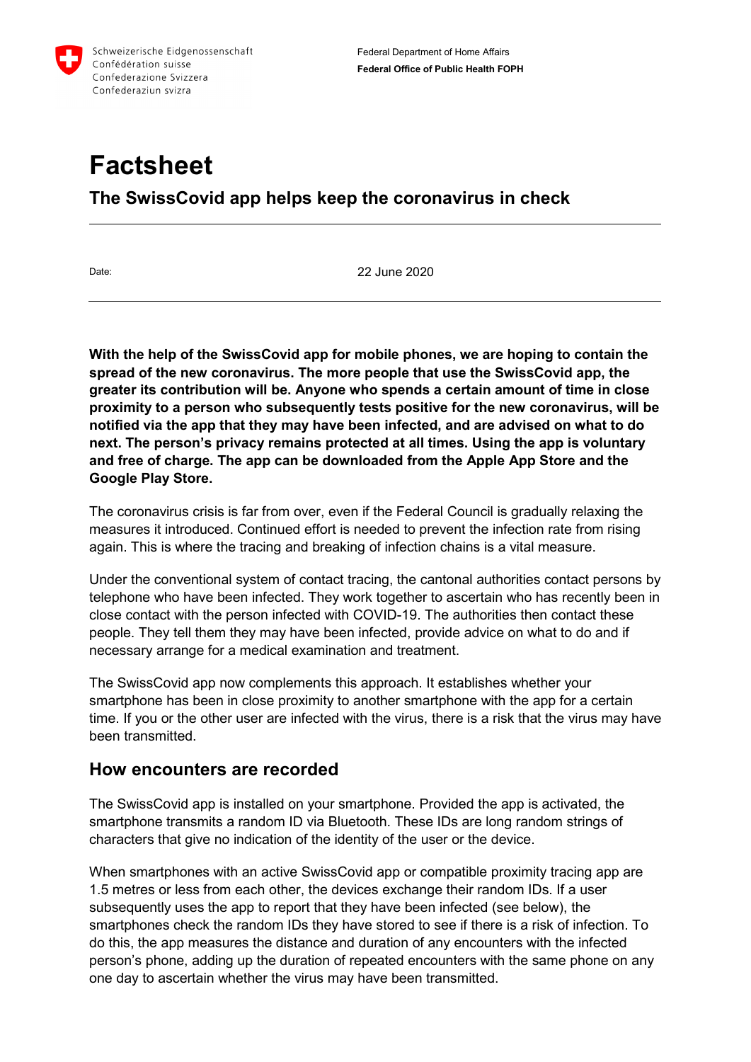Schweizerische Eidgenossenschaft
Confédération suisse
Confederazione Svizzera
Confederaziun svizra

Federal Department of Home Affairs
**Federal Office of Public Health FOPH**

# Factsheet

## The SwissCovid app helps keep the coronavirus in check

Date: 22 June 2020

**With the help of the SwissCovid app for mobile phones, we are hoping to contain the spread of the new coronavirus. The more people that use the SwissCovid app, the greater its contribution will be. Anyone who spends a certain amount of time in close proximity to a person who subsequently tests positive for the new coronavirus, will be notified via the app that they may have been infected, and are advised on what to do next. The person's privacy remains protected at all times. Using the app is voluntary and free of charge. The app can be downloaded from the Apple App Store and the Google Play Store.**

The coronavirus crisis is far from over, even if the Federal Council is gradually relaxing the measures it introduced. Continued effort is needed to prevent the infection rate from rising again. This is where the tracing and breaking of infection chains is a vital measure.

Under the conventional system of contact tracing, the cantonal authorities contact persons by telephone who have been infected. They work together to ascertain who has recently been in close contact with the person infected with COVID-19. The authorities then contact these people. They tell them they may have been infected, provide advice on what to do and if necessary arrange for a medical examination and treatment.

The SwissCovid app now complements this approach. It establishes whether your smartphone has been in close proximity to another smartphone with the app for a certain time. If you or the other user are infected with the virus, there is a risk that the virus may have been transmitted.

## How encounters are recorded

The SwissCovid app is installed on your smartphone. Provided the app is activated, the smartphone transmits a random ID via Bluetooth. These IDs are long random strings of characters that give no indication of the identity of the user or the device.

When smartphones with an active SwissCovid app or compatible proximity tracing app are 1.5 metres or less from each other, the devices exchange their random IDs. If a user subsequently uses the app to report that they have been infected (see below), the smartphones check the random IDs they have stored to see if there is a risk of infection. To do this, the app measures the distance and duration of any encounters with the infected person's phone, adding up the duration of repeated encounters with the same phone on any one day to ascertain whether the virus may have been transmitted.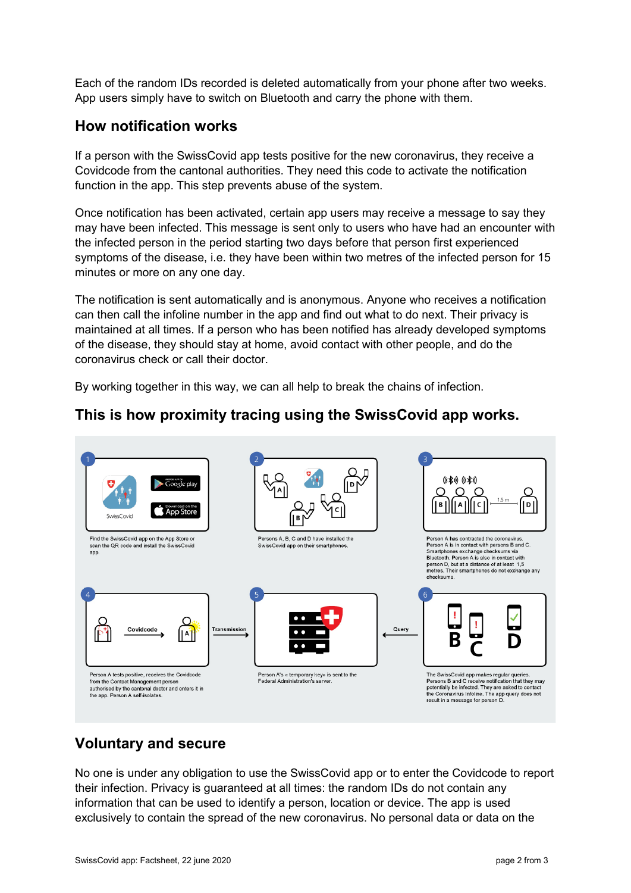Each of the random IDs recorded is deleted automatically from your phone after two weeks. App users simply have to switch on Bluetooth and carry the phone with them.

## How notification works

If a person with the SwissCovid app tests positive for the new coronavirus, they receive a Covidcode from the cantonal authorities. They need this code to activate the notification function in the app. This step prevents abuse of the system.

Once notification has been activated, certain app users may receive a message to say they may have been infected. This message is sent only to users who have had an encounter with the infected person in the period starting two days before that person first experienced symptoms of the disease, i.e. they have been within two metres of the infected person for 15 minutes or more on any one day.

The notification is sent automatically and is anonymous. Anyone who receives a notification can then call the infoline number in the app and find out what to do next. Their privacy is maintained at all times. If a person who has been notified has already developed symptoms of the disease, they should stay at home, avoid contact with other people, and do the coronavirus check or call their doctor.

By working together in this way, we can all help to break the chains of infection.

## This is how proximity tracing using the SwissCovid app works.

1

SwissCovid

Google play

App Store

Find the SwissCovid app on the App Store or scan the QR code and install the SwissCovid app.

2

A B C D

Persons A, B, C and D have installed the SwissCovid app on their smartphones.

3

B A C 1.5 m D

Person A has contracted the coronavirus. Person A is in contact with persons B and C. Smartphones exchange checksums via Bluetooth. Person A is also in contact with person D, but at a distance of at least 1.5 metres. Their smartphones do not exchange any checksums.

4

Covidcode

A

Transmission

Person A tests positive, receives the Covidcode from the Contact Management person authorised by the cantonal doctor and enters it in the app. Person A self-isolates.

5

Query

Person A's « temporary keys» is sent to the Federal Administration's server.

6

B C D

The SwissCovid app makes regular queries. Persons B and C receive notification that they may potentially be infected. They are asked to contact the Coronavirus Infoline. The app query does not result in a message for person D.

## Voluntary and secure

No one is under any obligation to use the SwissCovid app or to enter the Covidcode to report their infection. Privacy is guaranteed at all times: the random IDs do not contain any information that can be used to identify a person, location or device. The app is used exclusively to contain the spread of the new coronavirus. No personal data or data on the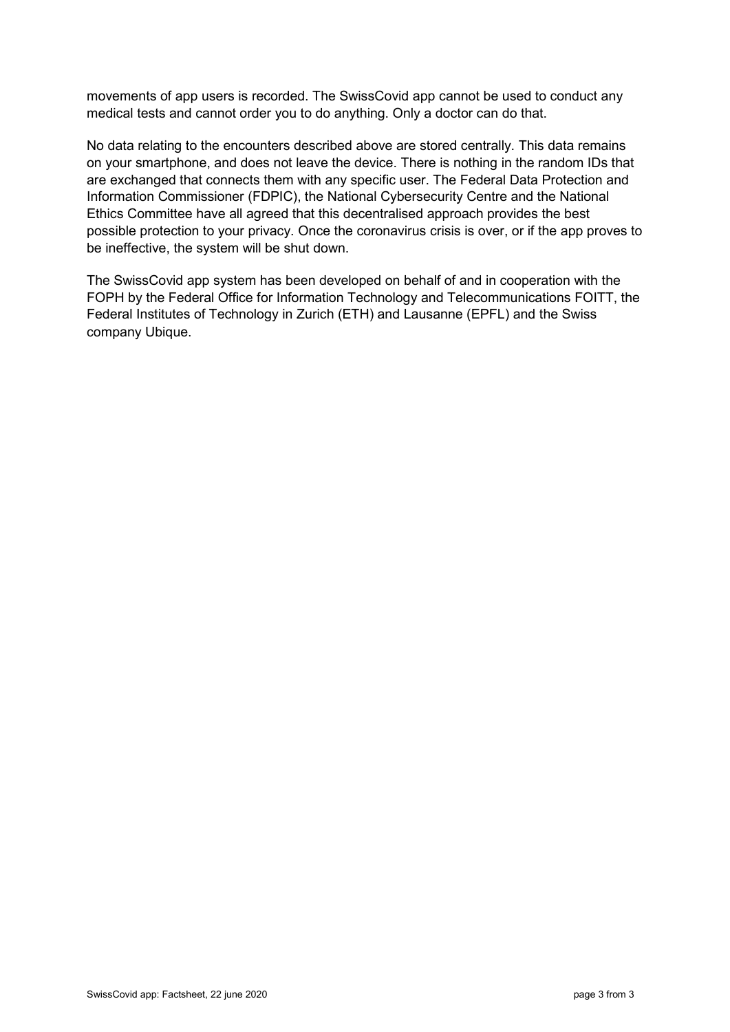movements of app users is recorded. The SwissCovid app cannot be used to conduct any medical tests and cannot order you to do anything. Only a doctor can do that.

No data relating to the encounters described above are stored centrally. This data remains on your smartphone, and does not leave the device. There is nothing in the random IDs that are exchanged that connects them with any specific user. The Federal Data Protection and Information Commissioner (FDPIC), the National Cybersecurity Centre and the National Ethics Committee have all agreed that this decentralised approach provides the best possible protection to your privacy. Once the coronavirus crisis is over, or if the app proves to be ineffective, the system will be shut down.

The SwissCovid app system has been developed on behalf of and in cooperation with the FOPH by the Federal Office for Information Technology and Telecommunications FOITT, the Federal Institutes of Technology in Zurich (ETH) and Lausanne (EPFL) and the Swiss company Ubique.